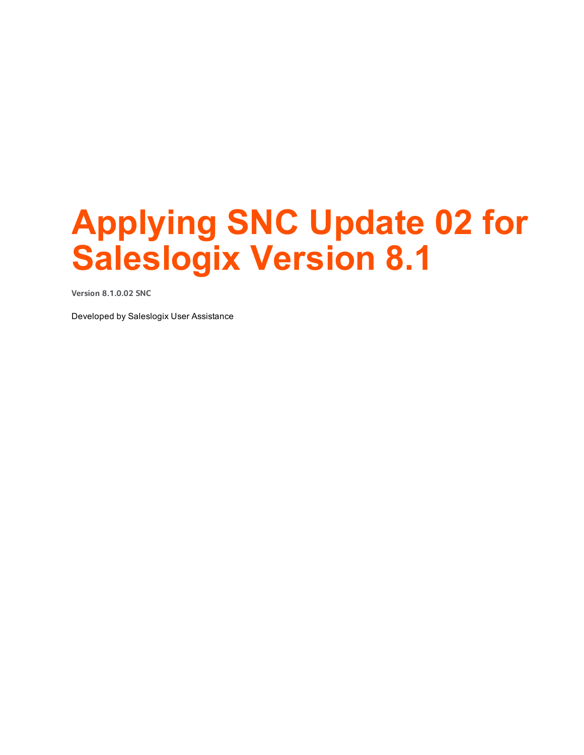# Applying SNC Update 02 for Saleslogix Version 8.1

**Version 8.1.0.02 SNC**

Developed by Saleslogix User Assistance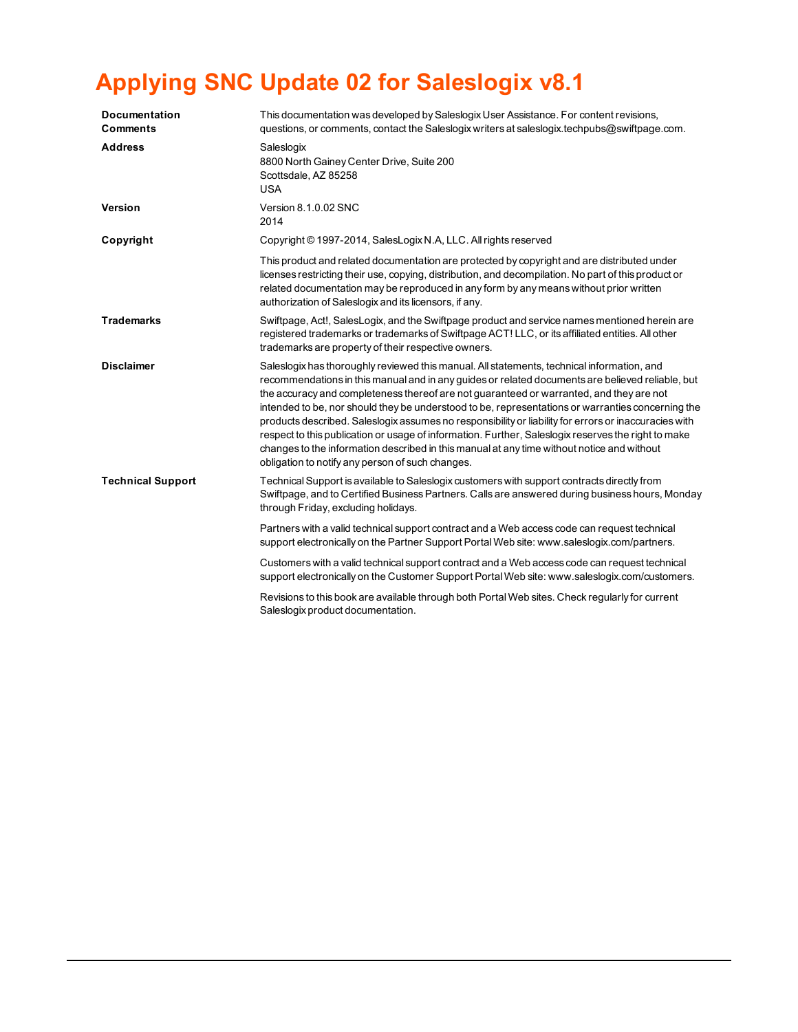# Applying SNC Update 02 for Saleslogix v8.1

| | |
|---|---|
| **Documentation Comments** | This documentation was developed by Saleslogix User Assistance. For content revisions, questions, or comments, contact the Saleslogix writers at saleslogix.techpubs@swiftpage.com. |
| **Address** | Saleslogix<br>8800 North Gainey Center Drive, Suite 200<br>Scottsdale, AZ 85258<br>USA |
| **Version** | Version 8.1.0.02 SNC<br>2014 |
| **Copyright** | Copyright © 1997-2014, SalesLogix N.A, LLC. All rights reserved<br><br>This product and related documentation are protected by copyright and are distributed under licenses restricting their use, copying, distribution, and decompilation. No part of this product or related documentation may be reproduced in any form by any means without prior written authorization of Saleslogix and its licensors, if any. |
| **Trademarks** | Swiftpage, Act!, SalesLogix, and the Swiftpage product and service names mentioned herein are registered trademarks or trademarks of Swiftpage ACT! LLC, or its affiliated entities. All other trademarks are property of their respective owners. |
| **Disclaimer** | Saleslogix has thoroughly reviewed this manual. All statements, technical information, and recommendations in this manual and in any guides or related documents are believed reliable, but the accuracy and completeness thereof are not guaranteed or warranted, and they are not intended to be, nor should they be understood to be, representations or warranties concerning the products described. Saleslogix assumes no responsibility or liability for errors or inaccuracies with respect to this publication or usage of information. Further, Saleslogix reserves the right to make changes to the information described in this manual at any time without notice and without obligation to notify any person of such changes. |
| **Technical Support** | Technical Support is available to Saleslogix customers with support contracts directly from Swiftpage, and to Certified Business Partners. Calls are answered during business hours, Monday through Friday, excluding holidays.<br><br>Partners with a valid technical support contract and a Web access code can request technical support electronically on the Partner Support Portal Web site: www.saleslogix.com/partners.<br><br>Customers with a valid technical support contract and a Web access code can request technical support electronically on the Customer Support Portal Web site: www.saleslogix.com/customers.<br><br>Revisions to this book are available through both Portal Web sites. Check regularly for current Saleslogix product documentation. |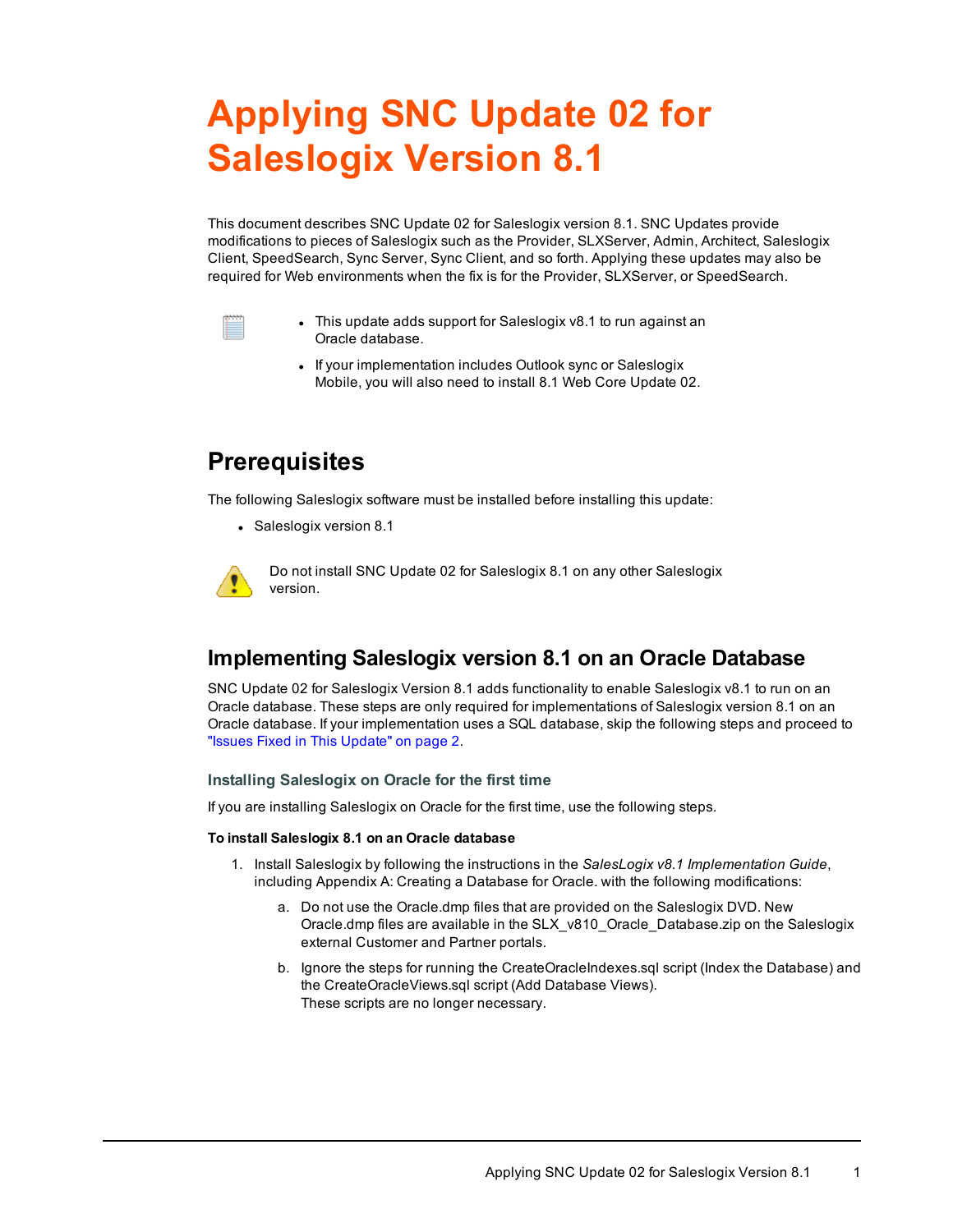# Applying SNC Update 02 for Saleslogix Version 8.1

This document describes SNC Update 02 for Saleslogix version 8.1. SNC Updates provide modifications to pieces of Saleslogix such as the Provider, SLXServer, Admin, Architect, Saleslogix Client, SpeedSearch, Sync Server, Sync Client, and so forth. Applying these updates may also be required for Web environments when the fix is for the Provider, SLXServer, or SpeedSearch.

- This update adds support for Saleslogix v8.1 to run against an Oracle database.
- If your implementation includes Outlook sync or Saleslogix Mobile, you will also need to install 8.1 Web Core Update 02.

## Prerequisites

The following Saleslogix software must be installed before installing this update:

- Saleslogix version 8.1

Do not install SNC Update 02 for Saleslogix 8.1 on any other Saleslogix version.

## Implementing Saleslogix version 8.1 on an Oracle Database

SNC Update 02 for Saleslogix Version 8.1 adds functionality to enable Saleslogix v8.1 to run on an Oracle database. These steps are only required for implementations of Saleslogix version 8.1 on an Oracle database. If your implementation uses a SQL database, skip the following steps and proceed to "Issues Fixed in This Update" on page 2.

### Installing Saleslogix on Oracle for the first time

If you are installing Saleslogix on Oracle for the first time, use the following steps.

**To install Saleslogix 8.1 on an Oracle database**

1. Install Saleslogix by following the instructions in the *SalesLogix v8.1 Implementation Guide*, including Appendix A: Creating a Database for Oracle. with the following modifications:
   a. Do not use the Oracle.dmp files that are provided on the Saleslogix DVD. New Oracle.dmp files are available in the SLX_v810_Oracle_Database.zip on the Saleslogix external Customer and Partner portals.
   b. Ignore the steps for running the CreateOracleIndexes.sql script (Index the Database) and the CreateOracleViews.sql script (Add Database Views).
      These scripts are no longer necessary.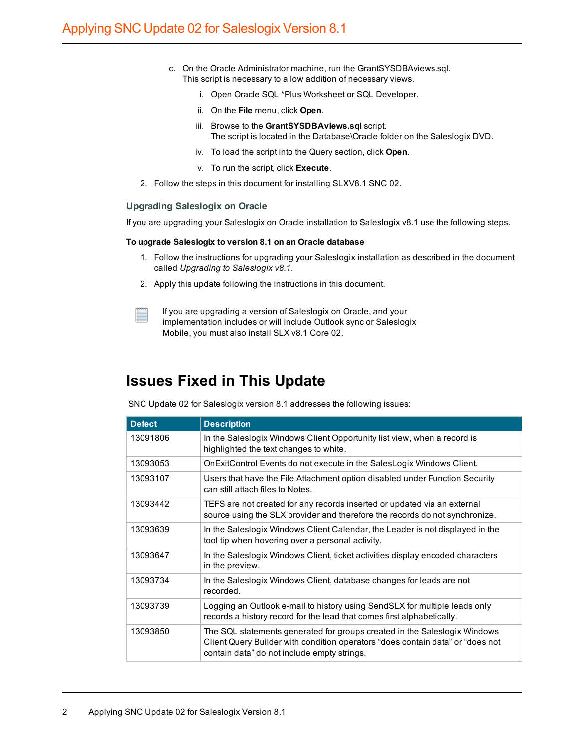c. On the Oracle Administrator machine, run the GrantSYSDBAviews.sql. This script is necessary to allow addition of necessary views.

   i. Open Oracle SQL *Plus Worksheet or SQL Developer.

   ii. On the **File** menu, click **Open**.

   iii. Browse to the **GrantSYSDBAviews.sql** script. The script is located in the Database\Oracle folder on the Saleslogix DVD.

   iv. To load the script into the Query section, click **Open**.

   v. To run the script, click **Execute**.

2. Follow the steps in this document for installing SLXV8.1 SNC 02.

### Upgrading Saleslogix on Oracle

If you are upgrading your Saleslogix on Oracle installation to Saleslogix v8.1 use the following steps.

**To upgrade Saleslogix to version 8.1 on an Oracle database**

1. Follow the instructions for upgrading your Saleslogix installation as described in the document called *Upgrading to Saleslogix v8.1*.
2. Apply this update following the instructions in this document.

If you are upgrading a version of Saleslogix on Oracle, and your implementation includes or will include Outlook sync or Saleslogix Mobile, you must also install SLX v8.1 Core 02.

## Issues Fixed in This Update

SNC Update 02 for Saleslogix version 8.1 addresses the following issues:

| Defect | Description |
|---|---|
| 13091806 | In the Saleslogix Windows Client Opportunity list view, when a record is highlighted the text changes to white. |
| 13093053 | OnExitControl Events do not execute in the SalesLogix Windows Client. |
| 13093107 | Users that have the File Attachment option disabled under Function Security can still attach files to Notes. |
| 13093442 | TEFS are not created for any records inserted or updated via an external source using the SLX provider and therefore the records do not synchronize. |
| 13093639 | In the Saleslogix Windows Client Calendar, the Leader is not displayed in the tool tip when hovering over a personal activity. |
| 13093647 | In the Saleslogix Windows Client, ticket activities display encoded characters in the preview. |
| 13093734 | In the Saleslogix Windows Client, database changes for leads are not recorded. |
| 13093739 | Logging an Outlook e-mail to history using SendSLX for multiple leads only records a history record for the lead that comes first alphabetically. |
| 13093850 | The SQL statements generated for groups created in the Saleslogix Windows Client Query Builder with condition operators “does contain data” or “does not contain data” do not include empty strings. |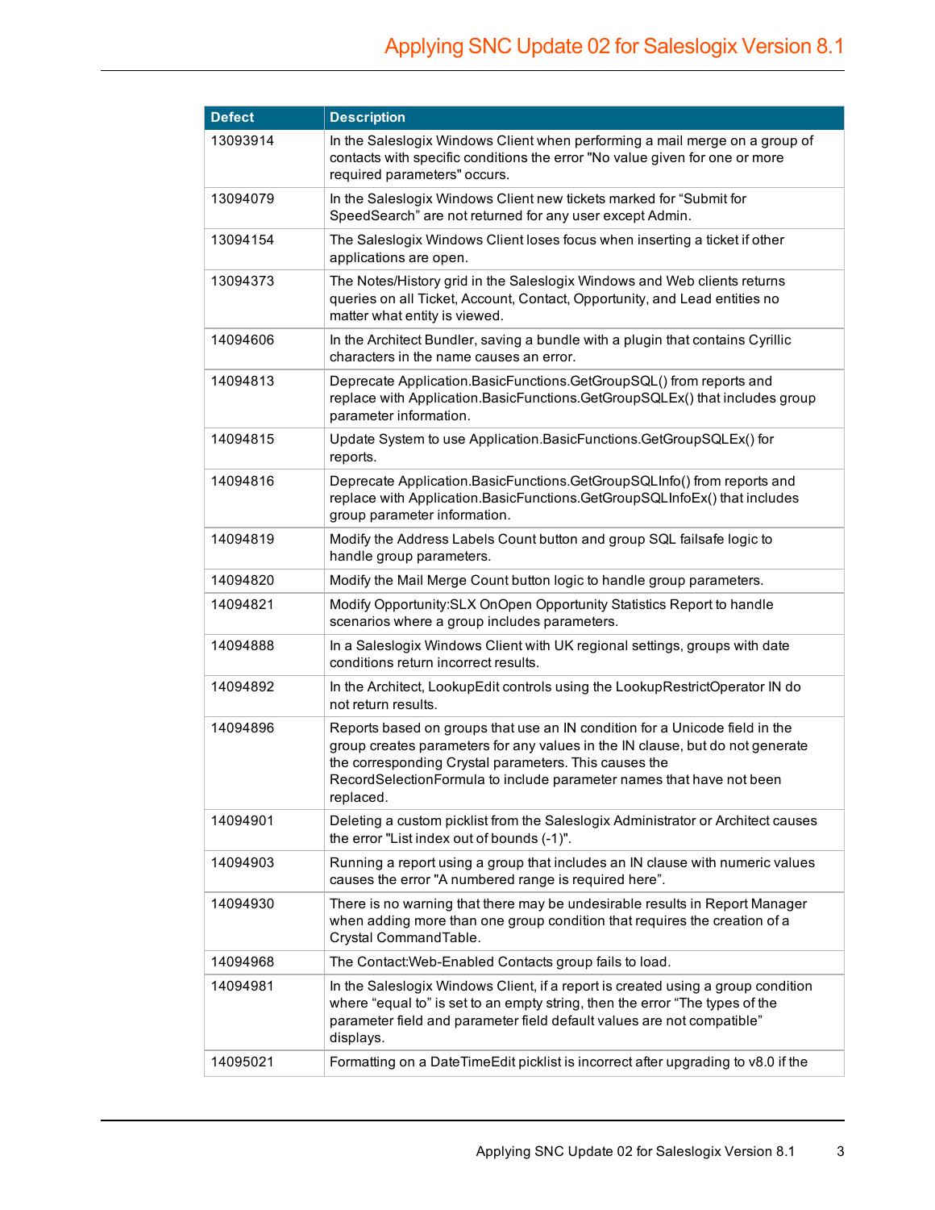| Defect | Description |
|---|---|
| 13093914 | In the Saleslogix Windows Client when performing a mail merge on a group of contacts with specific conditions the error "No value given for one or more required parameters" occurs. |
| 13094079 | In the Saleslogix Windows Client new tickets marked for “Submit for SpeedSearch” are not returned for any user except Admin. |
| 13094154 | The Saleslogix Windows Client loses focus when inserting a ticket if other applications are open. |
| 13094373 | The Notes/History grid in the Saleslogix Windows and Web clients returns queries on all Ticket, Account, Contact, Opportunity, and Lead entities no matter what entity is viewed. |
| 14094606 | In the Architect Bundler, saving a bundle with a plugin that contains Cyrillic characters in the name causes an error. |
| 14094813 | Deprecate Application.BasicFunctions.GetGroupSQL() from reports and replace with Application.BasicFunctions.GetGroupSQLEx() that includes group parameter information. |
| 14094815 | Update System to use Application.BasicFunctions.GetGroupSQLEx() for reports. |
| 14094816 | Deprecate Application.BasicFunctions.GetGroupSQLInfo() from reports and replace with Application.BasicFunctions.GetGroupSQLInfoEx() that includes group parameter information. |
| 14094819 | Modify the Address Labels Count button and group SQL failsafe logic to handle group parameters. |
| 14094820 | Modify the Mail Merge Count button logic to handle group parameters. |
| 14094821 | Modify Opportunity:SLX OnOpen Opportunity Statistics Report to handle scenarios where a group includes parameters. |
| 14094888 | In a Saleslogix Windows Client with UK regional settings, groups with date conditions return incorrect results. |
| 14094892 | In the Architect, LookupEdit controls using the LookupRestrictOperator IN do not return results. |
| 14094896 | Reports based on groups that use an IN condition for a Unicode field in the group creates parameters for any values in the IN clause, but do not generate the corresponding Crystal parameters. This causes the RecordSelectionFormula to include parameter names that have not been replaced. |
| 14094901 | Deleting a custom picklist from the Saleslogix Administrator or Architect causes the error "List index out of bounds (-1)". |
| 14094903 | Running a report using a group that includes an IN clause with numeric values causes the error "A numbered range is required here”. |
| 14094930 | There is no warning that there may be undesirable results in Report Manager when adding more than one group condition that requires the creation of a Crystal CommandTable. |
| 14094968 | The Contact:Web-Enabled Contacts group fails to load. |
| 14094981 | In the Saleslogix Windows Client, if a report is created using a group condition where “equal to” is set to an empty string, then the error “The types of the parameter field and parameter field default values are not compatible” displays. |
| 14095021 | Formatting on a DateTimeEdit picklist is incorrect after upgrading to v8.0 if the |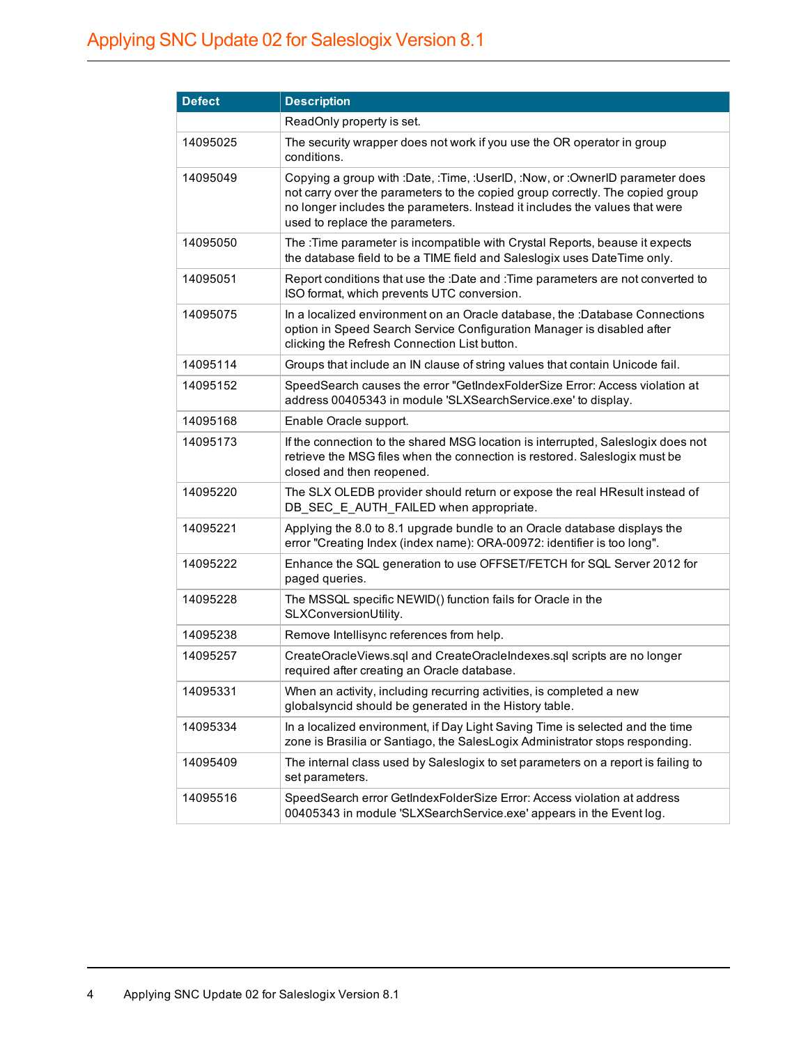| Defect | Description |
| --- | --- |
| | ReadOnly property is set. |
| 14095025 | The security wrapper does not work if you use the OR operator in group conditions. |
| 14095049 | Copying a group with :Date, :Time, :UserID, :Now, or :OwnerID parameter does not carry over the parameters to the copied group correctly. The copied group no longer includes the parameters. Instead it includes the values that were used to replace the parameters. |
| 14095050 | The :Time parameter is incompatible with Crystal Reports, beause it expects the database field to be a TIME field and Saleslogix uses DateTime only. |
| 14095051 | Report conditions that use the :Date and :Time parameters are not converted to ISO format, which prevents UTC conversion. |
| 14095075 | In a localized environment on an Oracle database, the :Database Connections option in Speed Search Service Configuration Manager is disabled after clicking the Refresh Connection List button. |
| 14095114 | Groups that include an IN clause of string values that contain Unicode fail. |
| 14095152 | SpeedSearch causes the error "GetIndexFolderSize Error: Access violation at address 00405343 in module 'SLXSearchService.exe' to display. |
| 14095168 | Enable Oracle support. |
| 14095173 | If the connection to the shared MSG location is interrupted, Saleslogix does not retrieve the MSG files when the connection is restored. Saleslogix must be closed and then reopened. |
| 14095220 | The SLX OLEDB provider should return or expose the real HResult instead of DB_SEC_E_AUTH_FAILED when appropriate. |
| 14095221 | Applying the 8.0 to 8.1 upgrade bundle to an Oracle database displays the error "Creating Index (index name): ORA-00972: identifier is too long". |
| 14095222 | Enhance the SQL generation to use OFFSET/FETCH for SQL Server 2012 for paged queries. |
| 14095228 | The MSSQL specific NEWID() function fails for Oracle in the SLXConversionUtility. |
| 14095238 | Remove Intellisync references from help. |
| 14095257 | CreateOracleViews.sql and CreateOracleIndexes.sql scripts are no longer required after creating an Oracle database. |
| 14095331 | When an activity, including recurring activities, is completed a new globalsyncid should be generated in the History table. |
| 14095334 | In a localized environment, if Day Light Saving Time is selected and the time zone is Brasilia or Santiago, the SalesLogix Administrator stops responding. |
| 14095409 | The internal class used by Saleslogix to set parameters on a report is failing to set parameters. |
| 14095516 | SpeedSearch error GetIndexFolderSize Error: Access violation at address 00405343 in module 'SLXSearchService.exe' appears in the Event log. |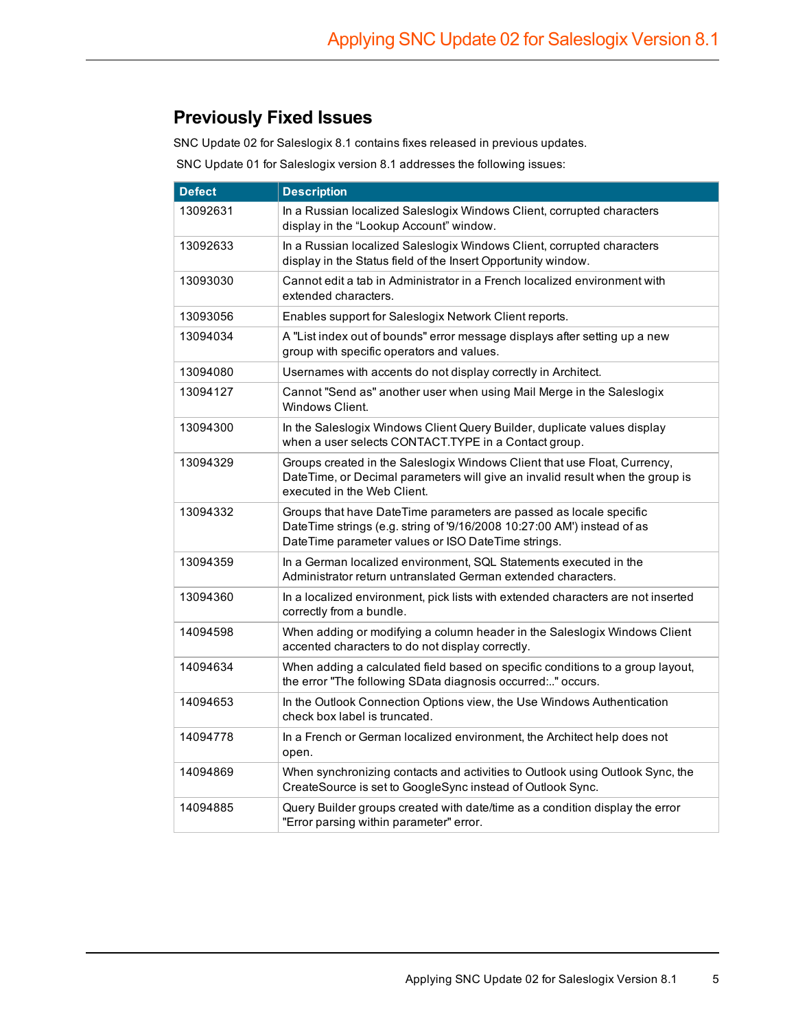## Previously Fixed Issues

SNC Update 02 for Saleslogix 8.1 contains fixes released in previous updates.

SNC Update 01 for Saleslogix version 8.1 addresses the following issues:

| Defect | Description |
|---|---|
| 13092631 | In a Russian localized Saleslogix Windows Client, corrupted characters display in the “Lookup Account” window. |
| 13092633 | In a Russian localized Saleslogix Windows Client, corrupted characters display in the Status field of the Insert Opportunity window. |
| 13093030 | Cannot edit a tab in Administrator in a French localized environment with extended characters. |
| 13093056 | Enables support for Saleslogix Network Client reports. |
| 13094034 | A "List index out of bounds" error message displays after setting up a new group with specific operators and values. |
| 13094080 | Usernames with accents do not display correctly in Architect. |
| 13094127 | Cannot "Send as" another user when using Mail Merge in the Saleslogix Windows Client. |
| 13094300 | In the Saleslogix Windows Client Query Builder, duplicate values display when a user selects CONTACT.TYPE in a Contact group. |
| 13094329 | Groups created in the Saleslogix Windows Client that use Float, Currency, DateTime, or Decimal parameters will give an invalid result when the group is executed in the Web Client. |
| 13094332 | Groups that have DateTime parameters are passed as locale specific DateTime strings (e.g. string of '9/16/2008 10:27:00 AM') instead of as DateTime parameter values or ISO DateTime strings. |
| 13094359 | In a German localized environment, SQL Statements executed in the Administrator return untranslated German extended characters. |
| 13094360 | In a localized environment, pick lists with extended characters are not inserted correctly from a bundle. |
| 14094598 | When adding or modifying a column header in the Saleslogix Windows Client accented characters to do not display correctly. |
| 14094634 | When adding a calculated field based on specific conditions to a group layout, the error "The following SData diagnosis occurred:.." occurs. |
| 14094653 | In the Outlook Connection Options view, the Use Windows Authentication check box label is truncated. |
| 14094778 | In a French or German localized environment, the Architect help does not open. |
| 14094869 | When synchronizing contacts and activities to Outlook using Outlook Sync, the CreateSource is set to GoogleSync instead of Outlook Sync. |
| 14094885 | Query Builder groups created with date/time as a condition display the error "Error parsing within parameter" error. |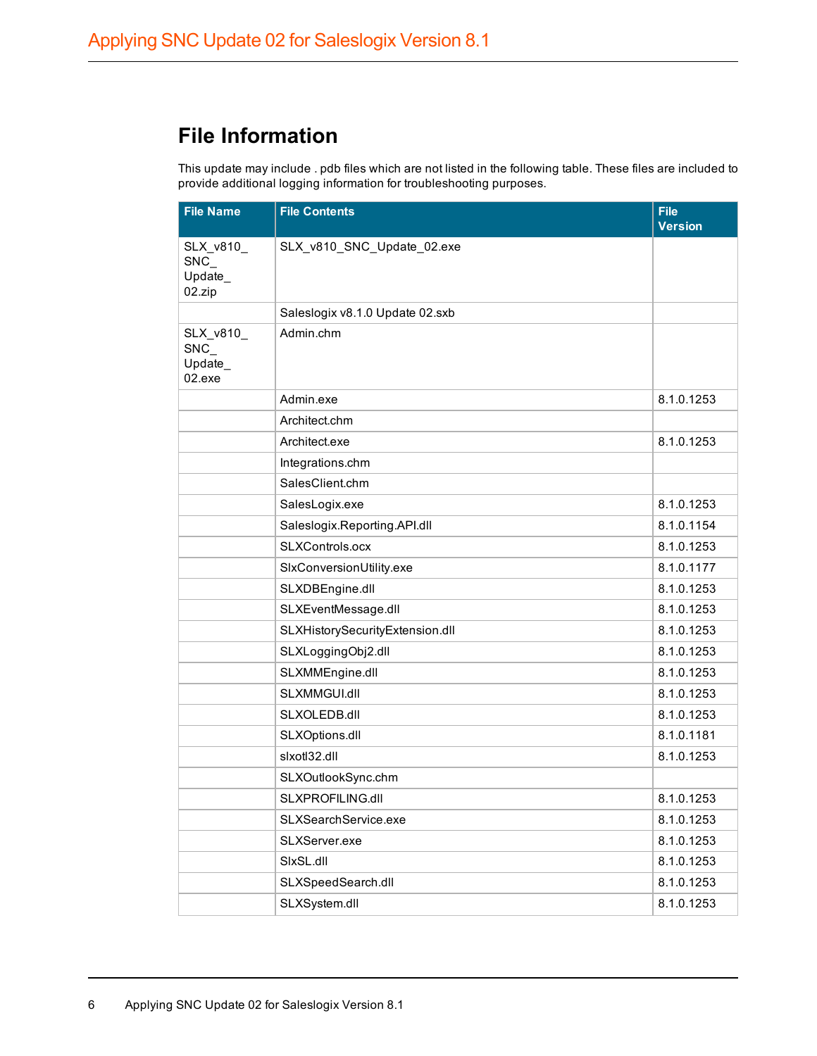## File Information

This update may include . pdb files which are not listed in the following table. These files are included to provide additional logging information for troubleshooting purposes.

| File Name | File Contents | File Version |
|---|---|---|
| SLX_v810_SNC_Update_02.zip | SLX_v810_SNC_Update_02.exe | |
| | Saleslogix v8.1.0 Update 02.sxb | |
| SLX_v810_SNC_Update_02.exe | Admin.chm | |
| | Admin.exe | 8.1.0.1253 |
| | Architect.chm | |
| | Architect.exe | 8.1.0.1253 |
| | Integrations.chm | |
| | SalesClient.chm | |
| | SalesLogix.exe | 8.1.0.1253 |
| | Saleslogix.Reporting.API.dll | 8.1.0.1154 |
| | SLXControls.ocx | 8.1.0.1253 |
| | SlxConversionUtility.exe | 8.1.0.1177 |
| | SLXDBEngine.dll | 8.1.0.1253 |
| | SLXEventMessage.dll | 8.1.0.1253 |
| | SLXHistorySecurityExtension.dll | 8.1.0.1253 |
| | SLXLoggingObj2.dll | 8.1.0.1253 |
| | SLXMMEngine.dll | 8.1.0.1253 |
| | SLXMMGUI.dll | 8.1.0.1253 |
| | SLXOLEDB.dll | 8.1.0.1253 |
| | SLXOptions.dll | 8.1.0.1181 |
| | slxotl32.dll | 8.1.0.1253 |
| | SLXOutlookSync.chm | |
| | SLXPROFILING.dll | 8.1.0.1253 |
| | SLXSearchService.exe | 8.1.0.1253 |
| | SLXServer.exe | 8.1.0.1253 |
| | SlxSL.dll | 8.1.0.1253 |
| | SLXSpeedSearch.dll | 8.1.0.1253 |
| | SLXSystem.dll | 8.1.0.1253 |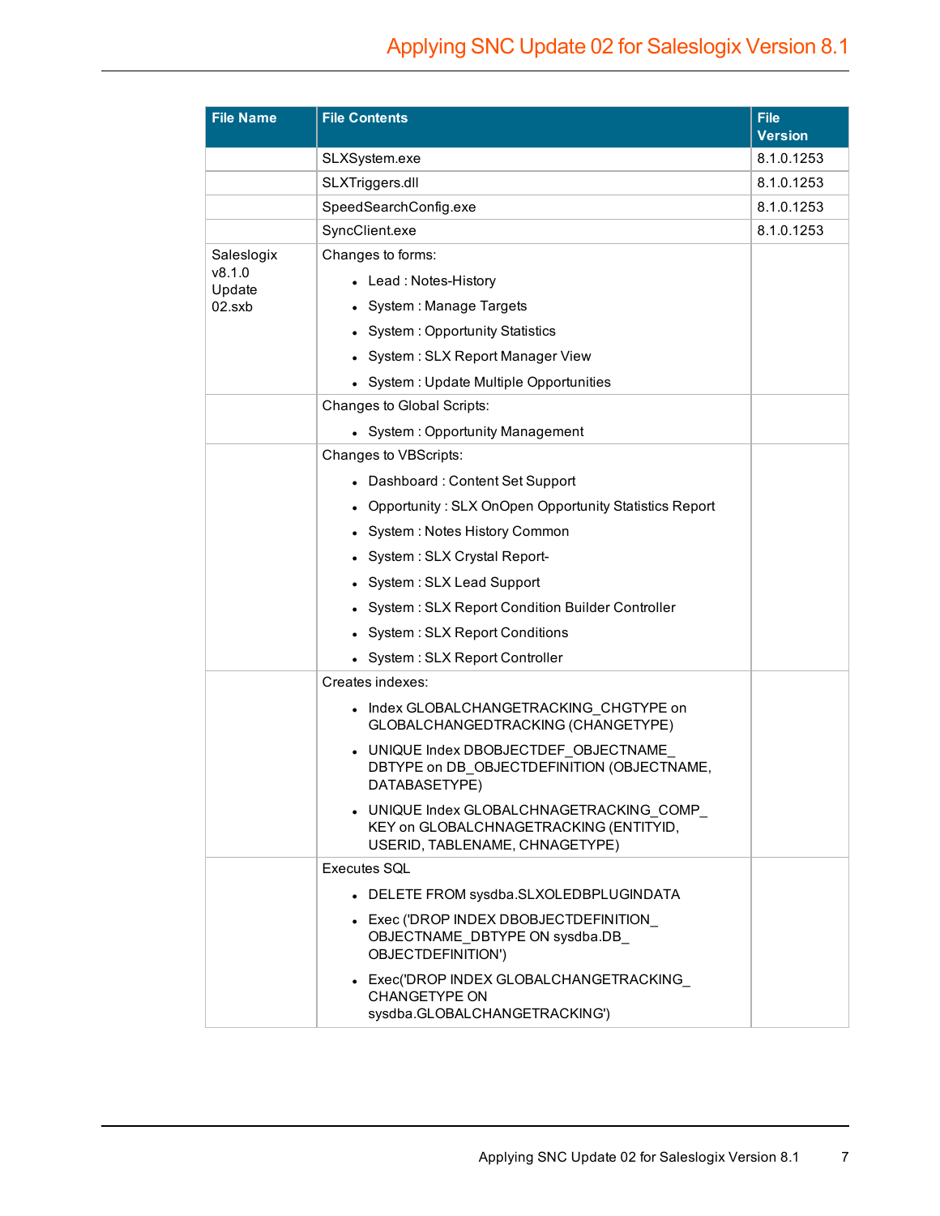| File Name | File Contents | File Version |
| --- | --- | --- |
| | SLXSystem.exe | 8.1.0.1253 |
| | SLXTriggers.dll | 8.1.0.1253 |
| | SpeedSearchConfig.exe | 8.1.0.1253 |
| | SyncClient.exe | 8.1.0.1253 |
| Saleslogix v8.1.0 Update 02.sxb | Changes to forms:<br>• Lead : Notes-History<br>• System : Manage Targets<br>• System : Opportunity Statistics<br>• System : SLX Report Manager View<br>• System : Update Multiple Opportunities | |
| | Changes to Global Scripts:<br>• System : Opportunity Management | |
| | Changes to VBScripts:<br>• Dashboard : Content Set Support<br>• Opportunity : SLX OnOpen Opportunity Statistics Report<br>• System : Notes History Common<br>• System : SLX Crystal Report-<br>• System : SLX Lead Support<br>• System : SLX Report Condition Builder Controller<br>• System : SLX Report Conditions<br>• System : SLX Report Controller | |
| | Creates indexes:<br>• Index GLOBALCHANGETRACKING_CHGTYPE on GLOBALCHANGEDTRACKING (CHANGETYPE)<br>• UNIQUE Index DBOBJECTDEF_OBJECTNAME_ DBTYPE on DB_OBJECTDEFINITION (OBJECTNAME, DATABASETYPE)<br>• UNIQUE Index GLOBALCHNAGETRACKING_COMP_ KEY on GLOBALCHNAGETRACKING (ENTITYID, USERID, TABLENAME, CHNAGETYPE) | |
| | Executes SQL<br>• DELETE FROM sysdba.SLXOLEDBPLUGINDATA<br>• Exec ('DROP INDEX DBOBJECTDEFINITION_ OBJECTNAME_DBTYPE ON sysdba.DB_ OBJECTDEFINITION')<br>• Exec('DROP INDEX GLOBALCHANGETRACKING_ CHANGETYPE ON sysdba.GLOBALCHANGETRACKING') | |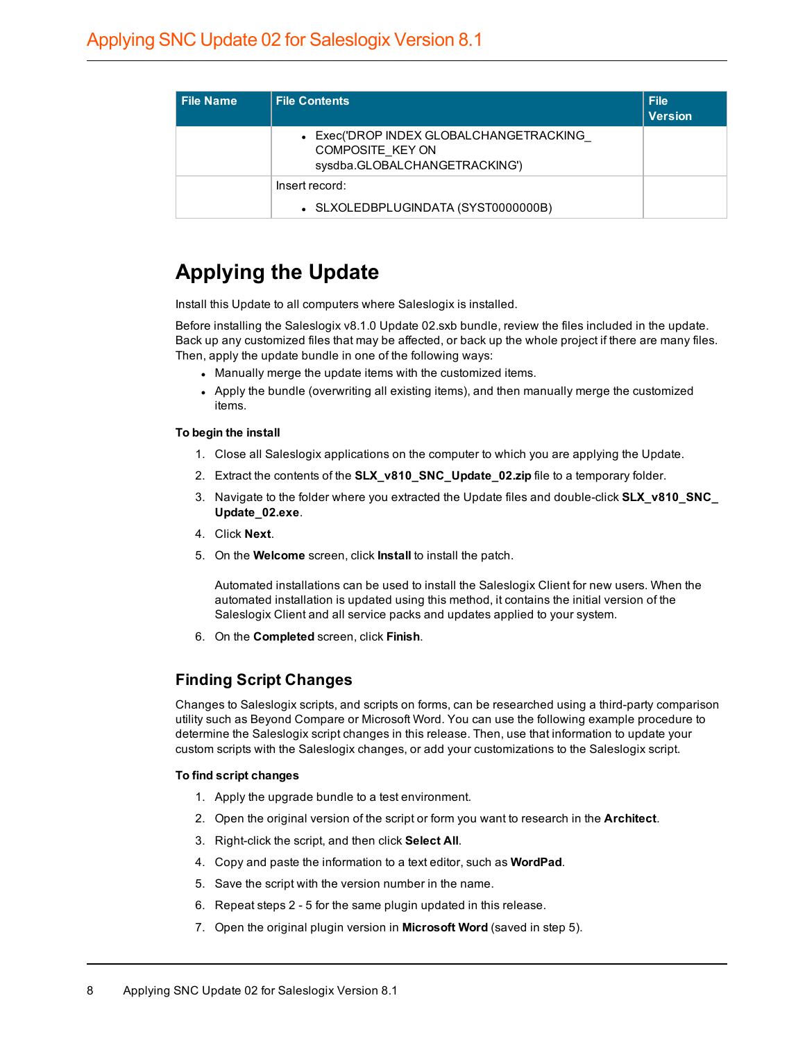| File Name | File Contents | File Version |
|---|---|---|
| | • Exec('DROP INDEX GLOBALCHANGETRACKING_COMPOSITE_KEY ON sysdba.GLOBALCHANGETRACKING') | |
| | Insert record:<br>• SLXOLEDBPLUGINDATA (SYST0000000B) | |

## Applying the Update

Install this Update to all computers where Saleslogix is installed.

Before installing the Saleslogix v8.1.0 Update 02.sxb bundle, review the files included in the update. Back up any customized files that may be affected, or back up the whole project if there are many files. Then, apply the update bundle in one of the following ways:

- Manually merge the update items with the customized items.
- Apply the bundle (overwriting all existing items), and then manually merge the customized items.

**To begin the install**

1. Close all Saleslogix applications on the computer to which you are applying the Update.
2. Extract the contents of the **SLX_v810_SNC_Update_02.zip** file to a temporary folder.
3. Navigate to the folder where you extracted the Update files and double-click **SLX_v810_SNC_Update_02.exe**.
4. Click **Next**.
5. On the **Welcome** screen, click **Install** to install the patch.

   Automated installations can be used to install the Saleslogix Client for new users. When the automated installation is updated using this method, it contains the initial version of the Saleslogix Client and all service packs and updates applied to your system.
6. On the **Completed** screen, click **Finish**.

### Finding Script Changes

Changes to Saleslogix scripts, and scripts on forms, can be researched using a third-party comparison utility such as Beyond Compare or Microsoft Word. You can use the following example procedure to determine the Saleslogix script changes in this release. Then, use that information to update your custom scripts with the Saleslogix changes, or add your customizations to the Saleslogix script.

**To find script changes**

1. Apply the upgrade bundle to a test environment.
2. Open the original version of the script or form you want to research in the **Architect**.
3. Right-click the script, and then click **Select All**.
4. Copy and paste the information to a text editor, such as **WordPad**.
5. Save the script with the version number in the name.
6. Repeat steps 2 - 5 for the same plugin updated in this release.
7. Open the original plugin version in **Microsoft Word** (saved in step 5).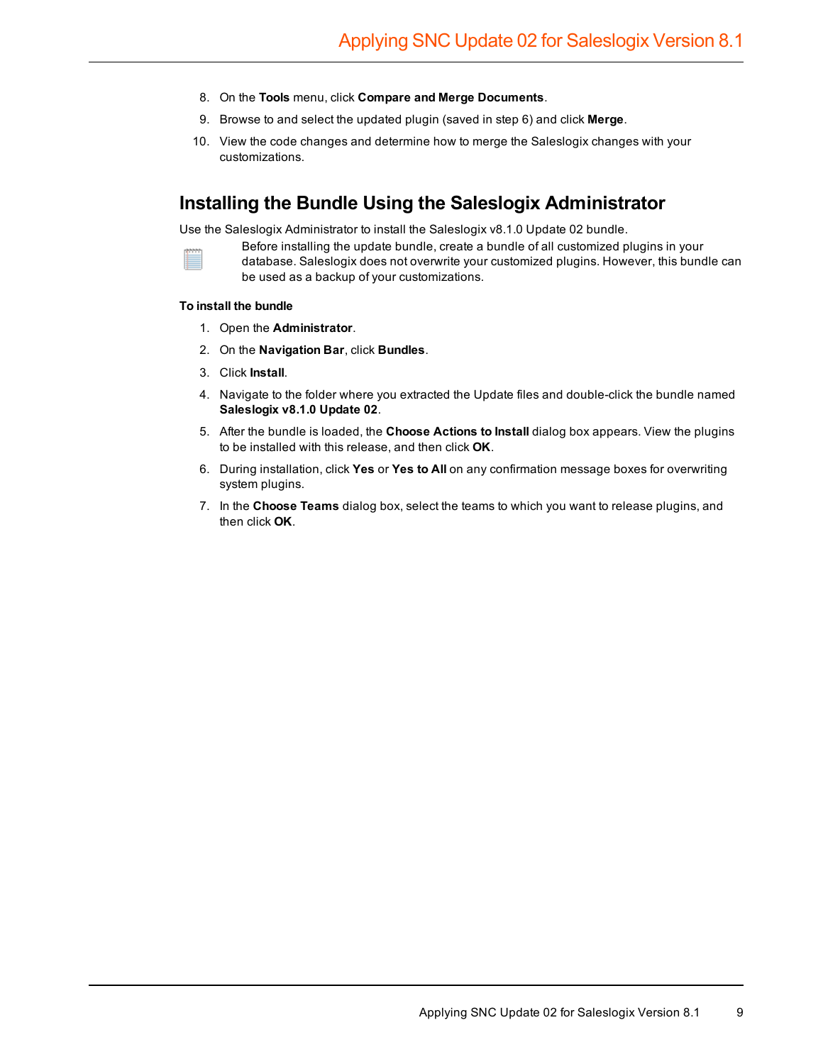8. On the **Tools** menu, click **Compare and Merge Documents**.
9. Browse to and select the updated plugin (saved in step 6) and click **Merge**.
10. View the code changes and determine how to merge the Saleslogix changes with your customizations.

## Installing the Bundle Using the Saleslogix Administrator

Use the Saleslogix Administrator to install the Saleslogix v8.1.0 Update 02 bundle.

Before installing the update bundle, create a bundle of all customized plugins in your database. Saleslogix does not overwrite your customized plugins. However, this bundle can be used as a backup of your customizations.

**To install the bundle**

1. Open the **Administrator**.
2. On the **Navigation Bar**, click **Bundles**.
3. Click **Install**.
4. Navigate to the folder where you extracted the Update files and double-click the bundle named **Saleslogix v8.1.0 Update 02**.
5. After the bundle is loaded, the **Choose Actions to Install** dialog box appears. View the plugins to be installed with this release, and then click **OK**.
6. During installation, click **Yes** or **Yes to All** on any confirmation message boxes for overwriting system plugins.
7. In the **Choose Teams** dialog box, select the teams to which you want to release plugins, and then click **OK**.